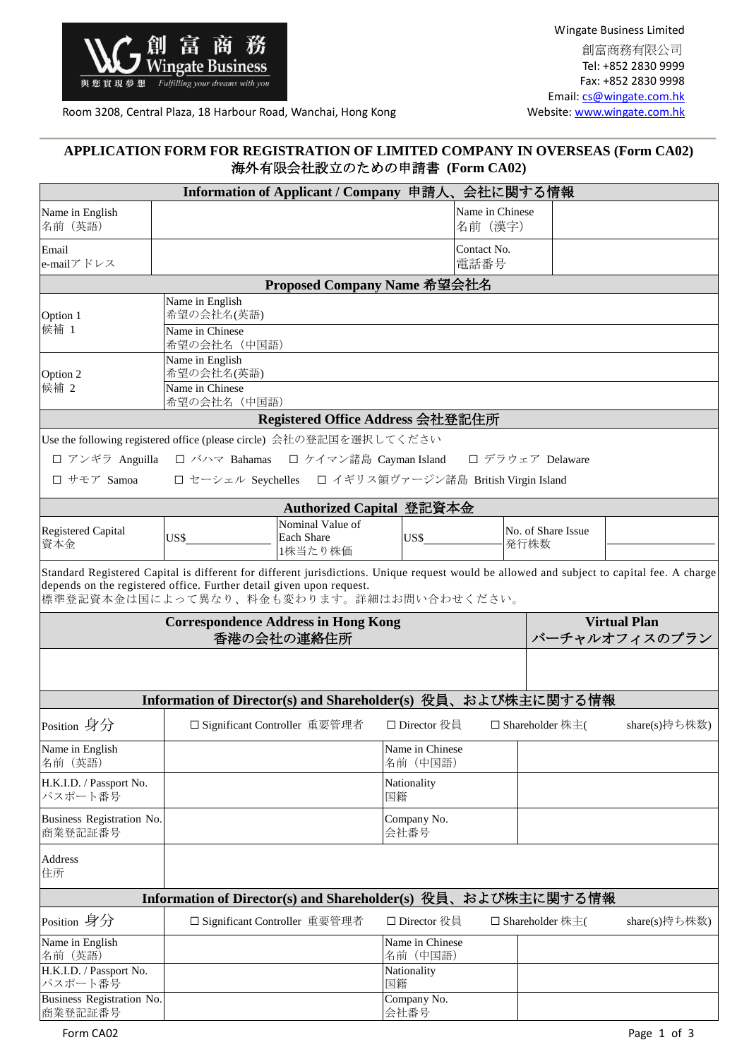Wingate Business Limited
創富商務有限公司
Tel: +852 2830 9999
Fax: +852 2830 9998
Email: cs@wingate.com.hk
Website: www.wingate.com.hk

Room 3208, Central Plaza, 18 Harbour Road, Wanchai, Hong Kong

## APPLICATION FORM FOR REGISTRATION OF LIMITED COMPANY IN OVERSEAS (Form CA02)
## 海外有限会社設立のための申請書 (Form CA02)

| **Information of Applicant / Company 申請人、会社に関する情報** | | | |
|---|---|---|---|
| Name in English<br>名前（英語） | | Name in Chinese<br>名前（漢字） | |
| Email<br>e-mailアドレス | | Contact No.<br>電話番号 | |

| **Proposed Company Name 希望会社名** | | |
|---|---|---|
| Option 1<br>候補 1 | Name in English<br>希望の会社名(英語) | |
| | Name in Chinese<br>希望の会社名（中国語） | |
| Option 2<br>候補 2 | Name in English<br>希望の会社名(英語) | |
| | Name in Chinese<br>希望の会社名（中国語） | |

**Registered Office Address 会社登記住所**

Use the following registered office (please circle) 会社の登記国を選択してください

☐ アンギラ Anguilla ☐ バハマ Bahamas ☐ ケイマン諸島 Cayman Island ☐ デラウェア Delaware

☐ サモア Samoa ☐ セーシェル Seychelles ☐ イギリス領ヴァージン諸島 British Virgin Island

| **Authorized Capital 登記資本金** | | | | | |
|---|---|---|---|---|---|
| Registered Capital<br>資本金 | US$________ | Nominal Value of Each Share<br>1株当たり株価 | US$________ | No. of Share Issue<br>発行株数 | ________ |

Standard Registered Capital is different for different jurisdictions. Unique request would be allowed and subject to capital fee. A charge depends on the registered office. Further detail given upon request.
標準登記資本金は国によって異なり、料金も変わります。詳細はお問い合わせください。

| **Correspondence Address in Hong Kong 香港の会社の連絡住所** | **Virtual Plan バーチャルオフィスのプラン** |
|---|---|
| | |

| **Information of Director(s) and Shareholder(s) 役員、および株主に関する情報** | | | |
|---|---|---|---|
| Position 身分 | ☐ Significant Controller 重要管理者 ☐ Director 役員 ☐ Shareholder 株主( share(s)持ち株数) | | |
| Name in English<br>名前（英語） | | Name in Chinese<br>名前（中国語） | |
| H.K.I.D. / Passport No.<br>パスポート番号 | | Nationality<br>国籍 | |
| Business Registration No.<br>商業登記証番号 | | Company No.<br>会社番号 | |
| Address<br>住所 | | | |

| **Information of Director(s) and Shareholder(s) 役員、および株主に関する情報** | | | |
|---|---|---|---|
| Position 身分 | ☐ Significant Controller 重要管理者 ☐ Director 役員 ☐ Shareholder 株主( share(s)持ち株数) | | |
| Name in English<br>名前（英語） | | Name in Chinese<br>名前（中国語） | |
| H.K.I.D. / Passport No.<br>パスポート番号 | | Nationality<br>国籍 | |
| Business Registration No.<br>商業登記証番号 | | Company No.<br>会社番号 | |

Form CA02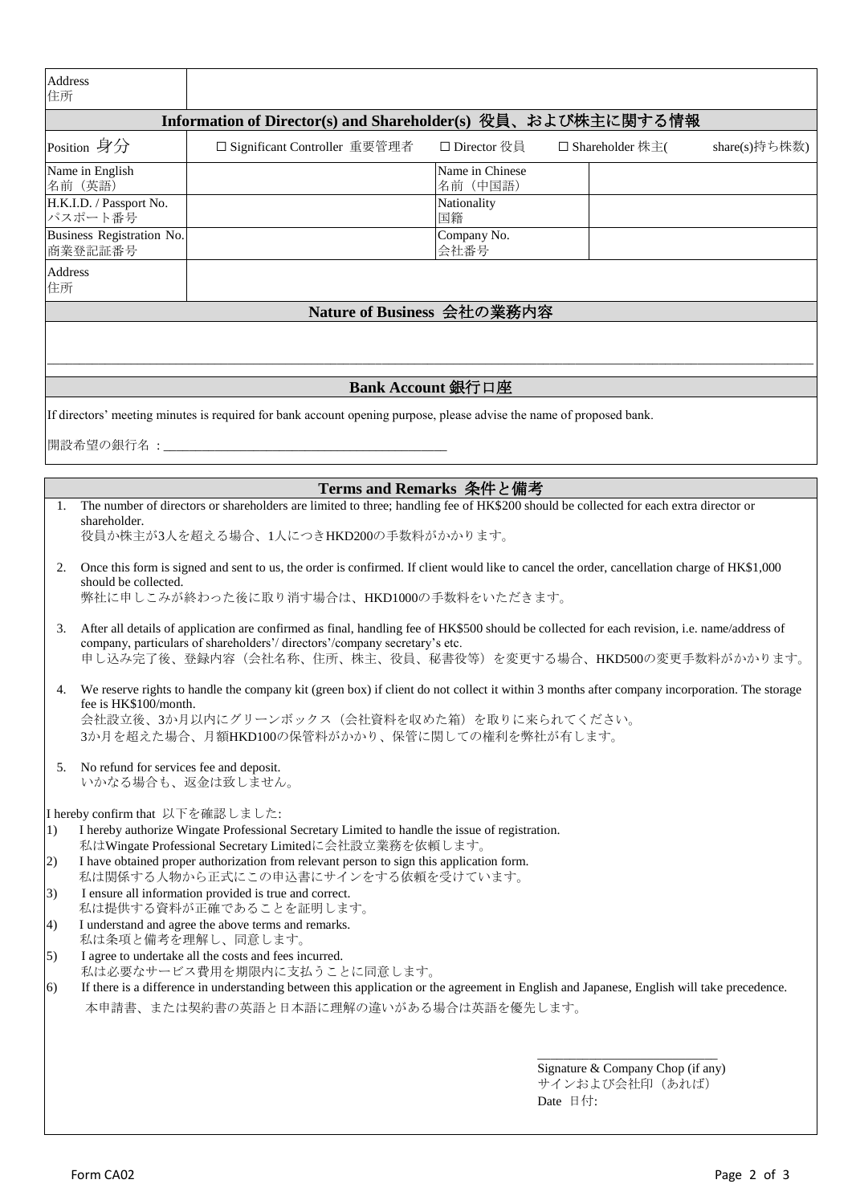| Address<br>住所 | | | |
|---|---|---|---|

## Information of Director(s) and Shareholder(s) 役員、および株主に関する情報

| Position 身分 | ☐ Significant Controller 重要管理者 | ☐ Director 役員 | ☐ Shareholder 株主( share(s)持ち株数) |
|---|---|---|---|
| Name in English<br>名前（英語） | | Name in Chinese<br>名前（中国語） | |
| H.K.I.D. / Passport No.<br>パスポート番号 | | Nationality<br>国籍 | |
| Business Registration No.<br>商業登記証番号 | | Company No.<br>会社番号 | |
| Address<br>住所 | | | |

## Nature of Business 会社の業務内容

## Bank Account 銀行口座

If directors' meeting minutes is required for bank account opening purpose, please advise the name of proposed bank.

開設希望の銀行名：\_\_\_\_\_\_\_\_\_\_\_\_\_\_\_\_\_\_\_\_\_\_\_\_\_\_\_\_\_\_\_\_\_\_\_\_\_\_\_\_

## Terms and Remarks 条件と備考

1. The number of directors or shareholders are limited to three; handling fee of HK$200 should be collected for each extra director or shareholder.
   役員か株主が3人を超える場合、1人につきHKD200の手数料がかかります。

2. Once this form is signed and sent to us, the order is confirmed. If client would like to cancel the order, cancellation charge of HK$1,000 should be collected.
   弊社に申しこみが終わった後に取り消す場合は、HKD1000の手数料をいただきます。

3. After all details of application are confirmed as final, handling fee of HK$500 should be collected for each revision, i.e. name/address of company, particulars of shareholders'/ directors'/company secretary's etc.
   申し込み完了後、登録内容（会社名称、住所、株主、役員、秘書役等）を変更する場合、HKD500の変更手数料がかかります。

4. We reserve rights to handle the company kit (green box) if client do not collect it within 3 months after company incorporation. The storage fee is HK$100/month.
   会社設立後、3か月以内にグリーンボックス（会社資料を収めた箱）を取りに来られてください。
   3か月を超えた場合、月額HKD100の保管料がかかり、保管に関しての権利を弊社が有します。

5. No refund for services fee and deposit.
   いかなる場合も、返金は致しません。

I hereby confirm that 以下を確認しました:

1) I hereby authorize Wingate Professional Secretary Limited to handle the issue of registration.
   私はWingate Professional Secretary Limitedに会社設立業務を依頼します。
2) I have obtained proper authorization from relevant person to sign this application form.
   私は関係する人物から正式にこの申込書にサインをする依頼を受けています。
3) I ensure all information provided is true and correct.
   私は提供する資料が正確であることを証明します。
4) I understand and agree the above terms and remarks.
   私は条項と備考を理解し、同意します。
5) I agree to undertake all the costs and fees incurred.
   私は必要なサービス費用を期限内に支払うことに同意します。
6) If there is a difference in understanding between this application or the agreement in English and Japanese, English will take precedence.
   本申請書、または契約書の英語と日本語に理解の違いがある場合は英語を優先します。

\_\_\_\_\_\_\_\_\_\_\_\_\_\_\_\_\_\_\_\_\_\_\_\_\_\_\_\_\_\_
Signature & Company Chop (if any)
サインおよび会社印（あれば）
Date 日付:

Form CA02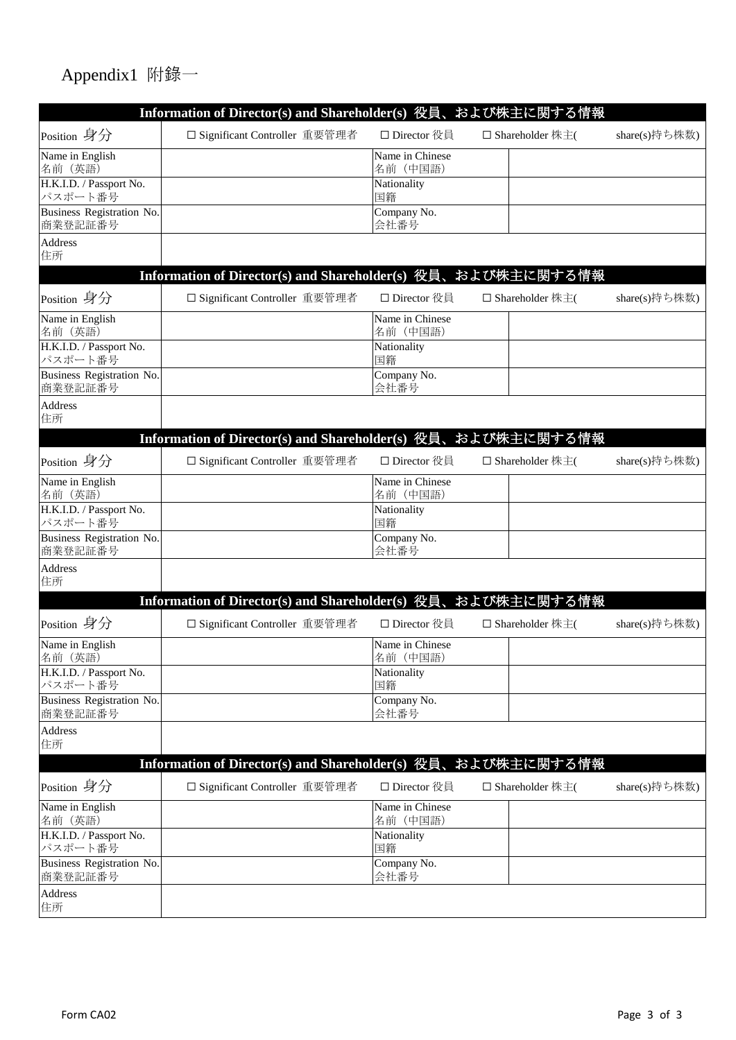# Appendix1 附録一

| Information of Director(s) and Shareholder(s) 役員、および株主に関する情報 | | | |
|---|---|---|---|
| Position 身分 | ☐ Significant Controller 重要管理者 | ☐ Director 役員 | ☐ Shareholder 株主( share(s)持ち株数) |
| Name in English 名前（英語） | | Name in Chinese 名前（中国語） | |
| H.K.I.D. / Passport No. パスポート番号 | | Nationality 国籍 | |
| Business Registration No. 商業登記証番号 | | Company No. 会社番号 | |
| Address 住所 | | | |

| Information of Director(s) and Shareholder(s) 役員、および株主に関する情報 | | | |
|---|---|---|---|
| Position 身分 | ☐ Significant Controller 重要管理者 | ☐ Director 役員 | ☐ Shareholder 株主( share(s)持ち株数) |
| Name in English 名前（英語） | | Name in Chinese 名前（中国語） | |
| H.K.I.D. / Passport No. パスポート番号 | | Nationality 国籍 | |
| Business Registration No. 商業登記証番号 | | Company No. 会社番号 | |
| Address 住所 | | | |

| Information of Director(s) and Shareholder(s) 役員、および株主に関する情報 | | | |
|---|---|---|---|
| Position 身分 | ☐ Significant Controller 重要管理者 | ☐ Director 役員 | ☐ Shareholder 株主( share(s)持ち株数) |
| Name in English 名前（英語） | | Name in Chinese 名前（中国語） | |
| H.K.I.D. / Passport No. パスポート番号 | | Nationality 国籍 | |
| Business Registration No. 商業登記証番号 | | Company No. 会社番号 | |
| Address 住所 | | | |

| Information of Director(s) and Shareholder(s) 役員、および株主に関する情報 | | | |
|---|---|---|---|
| Position 身分 | ☐ Significant Controller 重要管理者 | ☐ Director 役員 | ☐ Shareholder 株主( share(s)持ち株数) |
| Name in English 名前（英語） | | Name in Chinese 名前（中国語） | |
| H.K.I.D. / Passport No. パスポート番号 | | Nationality 国籍 | |
| Business Registration No. 商業登記証番号 | | Company No. 会社番号 | |
| Address 住所 | | | |

| Information of Director(s) and Shareholder(s) 役員、および株主に関する情報 | | | |
|---|---|---|---|
| Position 身分 | ☐ Significant Controller 重要管理者 | ☐ Director 役員 | ☐ Shareholder 株主( share(s)持ち株数) |
| Name in English 名前（英語） | | Name in Chinese 名前（中国語） | |
| H.K.I.D. / Passport No. パスポート番号 | | Nationality 国籍 | |
| Business Registration No. 商業登記証番号 | | Company No. 会社番号 | |
| Address 住所 | | | |

Form CA02